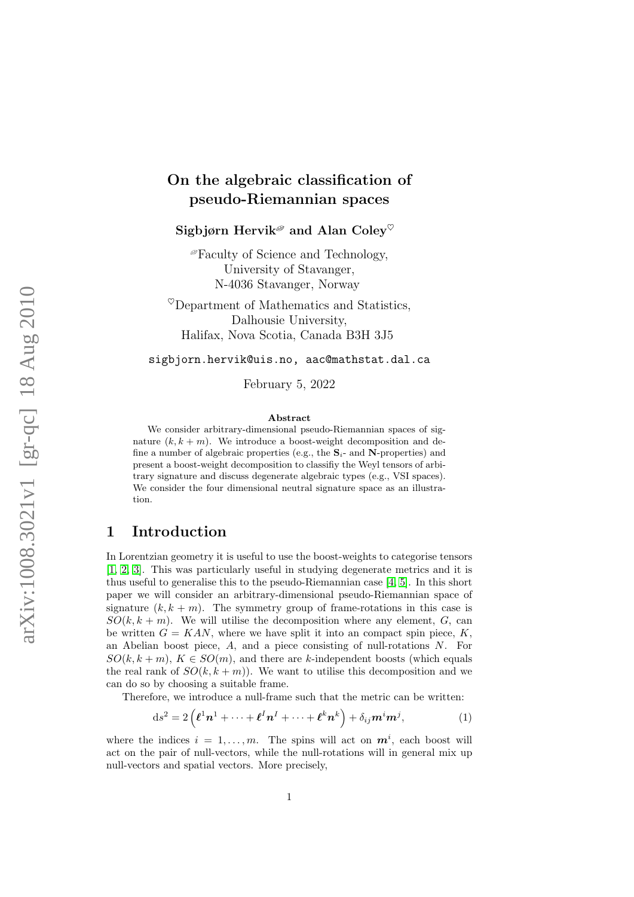# On the algebraic classification of pseudo-Riemannian spaces

**Sigbjørn Hervik** and **Alan Coley**

Faculty of Science and Technology,
University of Stavanger,
N-4036 Stavanger, Norway

Department of Mathematics and Statistics,
Dalhousie University,
Halifax, Nova Scotia, Canada B3H 3J5

sigbjorn.hervik@uis.no, aac@mathstat.dal.ca

February 5, 2022

**Abstract**

We consider arbitrary-dimensional pseudo-Riemannian spaces of signature $(k, k+m)$. We introduce a boost-weight decomposition and define a number of algebraic properties (e.g., the $\mathbf{S}_i$- and $\mathbf{N}$-properties) and present a boost-weight decomposition to classifiy the Weyl tensors of arbitrary signature and discuss degenerate algebraic types (e.g., VSI spaces). We consider the four dimensional neutral signature space as an illustration.

## 1 Introduction

In Lorentzian geometry it is useful to use the boost-weights to categorise tensors [1, 2, 3]. This was particularly useful in studying degenerate metrics and it is thus useful to generalise this to the pseudo-Riemannian case [4, 5]. In this short paper we will consider an arbitrary-dimensional pseudo-Riemannian space of signature $(k, k+m)$. The symmetry group of frame-rotations in this case is $SO(k, k+m)$. We will utilise the decomposition where any element, $G$, can be written $G = KAN$, where we have split it into an compact spin piece, $K$, an Abelian boost piece, $A$, and a piece consisting of null-rotations $N$. For $SO(k, k+m)$, $K \in SO(m)$, and there are $k$-independent boosts (which equals the real rank of $SO(k, k+m)$). We want to utilise this decomposition and we can do so by choosing a suitable frame.

Therefore, we introduce a null-frame such that the metric can be written:

$$\mathrm{d}s^2 = 2\left(\boldsymbol{\ell}^1\boldsymbol{n}^1 + \cdots + \boldsymbol{\ell}^I\boldsymbol{n}^I + \cdots + \boldsymbol{\ell}^k\boldsymbol{n}^k\right) + \delta_{ij}\boldsymbol{m}^i\boldsymbol{m}^j, \tag{1}$$

where the indices $i = 1, \ldots, m$. The spins will act on $\boldsymbol{m}^i$, each boost will act on the pair of null-vectors, while the null-rotations will in general mix up null-vectors and spatial vectors. More precisely,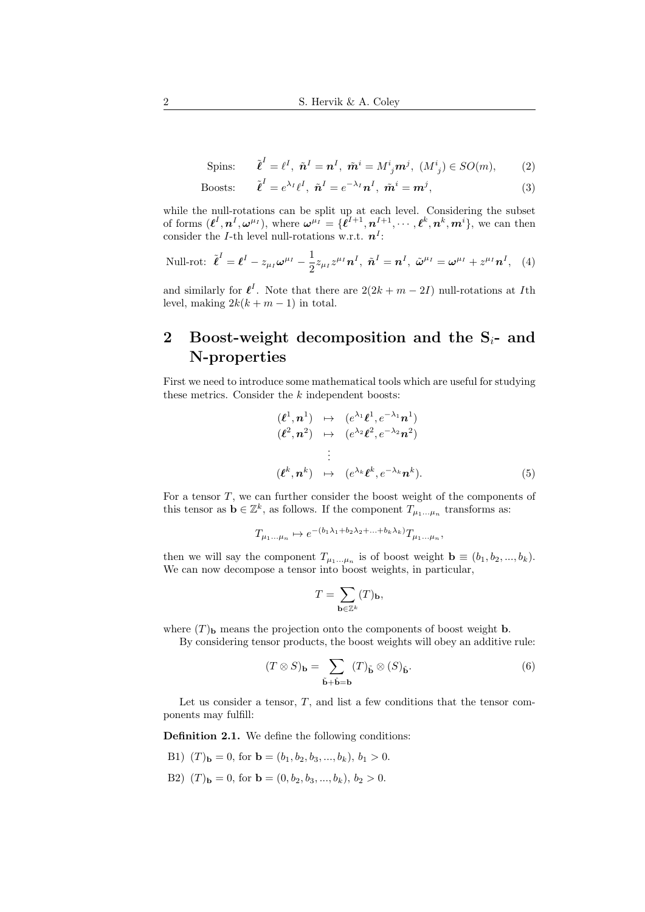$$\text{Spins:} \quad \tilde{\boldsymbol{\ell}}^I = \ell^I,\ \tilde{\boldsymbol{n}}^I = \boldsymbol{n}^I,\ \tilde{\boldsymbol{m}}^i = M^i_{\ j}\boldsymbol{m}^j,\ (M^i_{\ j}) \in SO(m), \tag{2}$$

$$\text{Boosts:} \quad \tilde{\boldsymbol{\ell}}^I = e^{\lambda_I}\ell^I,\ \tilde{\boldsymbol{n}}^I = e^{-\lambda_I}\boldsymbol{n}^I,\ \tilde{\boldsymbol{m}}^i = \boldsymbol{m}^j, \tag{3}$$

while the null-rotations can be split up at each level. Considering the subset of forms $(\boldsymbol{\ell}^I, \boldsymbol{n}^I, \boldsymbol{\omega}^{\mu_I})$, where $\boldsymbol{\omega}^{\mu_I} = \{\boldsymbol{\ell}^{I+1}, \boldsymbol{n}^{I+1}, \cdots, \boldsymbol{\ell}^k, \boldsymbol{n}^k, \boldsymbol{m}^i\}$, we can then consider the $I$-th level null-rotations w.r.t. $\boldsymbol{n}^I$:

$$\text{Null-rot:} \ \tilde{\boldsymbol{\ell}}^I = \boldsymbol{\ell}^I - z_{\mu_I}\boldsymbol{\omega}^{\mu_I} - \frac{1}{2}z_{\mu_I}z^{\mu_I}\boldsymbol{n}^I,\ \tilde{\boldsymbol{n}}^I = \boldsymbol{n}^I,\ \tilde{\boldsymbol{\omega}}^{\mu_I} = \boldsymbol{\omega}^{\mu_I} + z^{\mu_I}\boldsymbol{n}^I, \tag{4}$$

and similarly for $\boldsymbol{\ell}^I$. Note that there are $2(2k+m-2I)$ null-rotations at $I$th level, making $2k(k+m-1)$ in total.

## 2 Boost-weight decomposition and the S$_i$- and N-properties

First we need to introduce some mathematical tools which are useful for studying these metrics. Consider the $k$ independent boosts:

$$\begin{aligned}
(\boldsymbol{\ell}^1, \boldsymbol{n}^1) &\mapsto (e^{\lambda_1}\boldsymbol{\ell}^1, e^{-\lambda_1}\boldsymbol{n}^1) \\
(\boldsymbol{\ell}^2, \boldsymbol{n}^2) &\mapsto (e^{\lambda_2}\boldsymbol{\ell}^2, e^{-\lambda_2}\boldsymbol{n}^2) \\
&\vdots \\
(\boldsymbol{\ell}^k, \boldsymbol{n}^k) &\mapsto (e^{\lambda_k}\boldsymbol{\ell}^k, e^{-\lambda_k}\boldsymbol{n}^k).
\end{aligned} \tag{5}$$

For a tensor $T$, we can further consider the boost weight of the components of this tensor as $\mathbf{b} \in \mathbb{Z}^k$, as follows. If the component $T_{\mu_1\ldots\mu_n}$ transforms as:

$$T_{\mu_1\ldots\mu_n} \mapsto e^{-(b_1\lambda_1 + b_2\lambda_2 + \ldots + b_k\lambda_k)}T_{\mu_1\ldots\mu_n},$$

then we will say the component $T_{\mu_1\ldots\mu_n}$ is of boost weight $\mathbf{b} \equiv (b_1, b_2, ..., b_k)$. We can now decompose a tensor into boost weights, in particular,

$$T = \sum_{\mathbf{b}\in\mathbb{Z}^k}(T)_{\mathbf{b}},$$

where $(T)_{\mathbf{b}}$ means the projection onto the components of boost weight $\mathbf{b}$.

By considering tensor products, the boost weights will obey an additive rule:

$$(T \otimes S)_{\mathbf{b}} = \sum_{\tilde{\mathbf{b}}+\hat{\mathbf{b}}=\mathbf{b}}(T)_{\tilde{\mathbf{b}}} \otimes (S)_{\hat{\mathbf{b}}}. \tag{6}$$

Let us consider a tensor, $T$, and list a few conditions that the tensor components may fulfill:

**Definition 2.1.** We define the following conditions:

B1) $(T)_{\mathbf{b}} = 0$, for $\mathbf{b} = (b_1, b_2, b_3, ..., b_k)$, $b_1 > 0$.

B2) $(T)_{\mathbf{b}} = 0$, for $\mathbf{b} = (0, b_2, b_3, ..., b_k)$, $b_2 > 0$.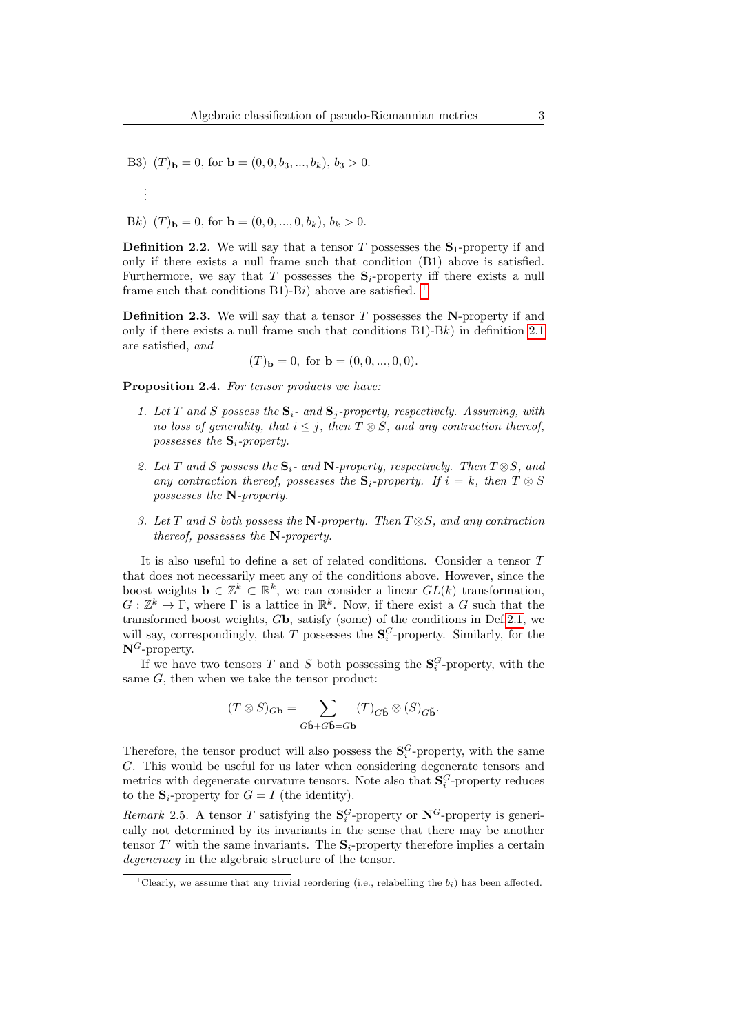B3) $(T)_{\mathbf{b}} = 0$, for $\mathbf{b} = (0, 0, b_3, ..., b_k)$, $b_3 > 0$.

$\vdots$

B$k$) $(T)_{\mathbf{b}} = 0$, for $\mathbf{b} = (0, 0, ..., 0, b_k)$, $b_k > 0$.

**Definition 2.2.** We will say that a tensor $T$ possesses the $\mathbf{S}_1$-property if and only if there exists a null frame such that condition (B1) above is satisfied. Furthermore, we say that $T$ possesses the $\mathbf{S}_i$-property iff there exists a null frame such that conditions B1)-B$i$) above are satisfied. [1]

**Definition 2.3.** We will say that a tensor $T$ possesses the $\mathbf{N}$-property if and only if there exists a null frame such that conditions B1)-B$k$) in definition 2.1 are satisfied, *and*

$$(T)_{\mathbf{b}} = 0, \text{ for } \mathbf{b} = (0, 0, ..., 0, 0).$$

**Proposition 2.4.** *For tensor products we have:*

1. *Let $T$ and $S$ possess the $\mathbf{S}_i$- and $\mathbf{S}_j$-property, respectively. Assuming, with no loss of generality, that $i \leq j$, then $T \otimes S$, and any contraction thereof, possesses the $\mathbf{S}_i$-property.*

2. *Let $T$ and $S$ possess the $\mathbf{S}_i$- and $\mathbf{N}$-property, respectively. Then $T \otimes S$, and any contraction thereof, possesses the $\mathbf{S}_i$-property. If $i = k$, then $T \otimes S$ possesses the $\mathbf{N}$-property.*

3. *Let $T$ and $S$ both possess the $\mathbf{N}$-property. Then $T \otimes S$, and any contraction thereof, possesses the $\mathbf{N}$-property.*

It is also useful to define a set of related conditions. Consider a tensor $T$ that does not necessarily meet any of the conditions above. However, since the boost weights $\mathbf{b} \in \mathbb{Z}^k \subset \mathbb{R}^k$, we can consider a linear $GL(k)$ transformation, $G : \mathbb{Z}^k \mapsto \Gamma$, where $\Gamma$ is a lattice in $\mathbb{R}^k$. Now, if there exist a $G$ such that the transformed boost weights, $G\mathbf{b}$, satisfy (some) of the conditions in Def 2.1, we will say, correspondingly, that $T$ possesses the $\mathbf{S}_i^G$-property. Similarly, for the $\mathbf{N}^G$-property.

If we have two tensors $T$ and $S$ both possessing the $\mathbf{S}_i^G$-property, with the same $G$, then when we take the tensor product:

$$(T \otimes S)_{G\mathbf{b}} = \sum_{G\hat{\mathbf{b}} + G\tilde{\mathbf{b}} = G\mathbf{b}} (T)_{G\hat{\mathbf{b}}} \otimes (S)_{G\tilde{\mathbf{b}}}.$$

Therefore, the tensor product will also possess the $\mathbf{S}_i^G$-property, with the same $G$. This would be useful for us later when considering degenerate tensors and metrics with degenerate curvature tensors. Note also that $\mathbf{S}_i^G$-property reduces to the $\mathbf{S}_i$-property for $G = I$ (the identity).

*Remark* 2.5. A tensor $T$ satisfying the $\mathbf{S}_i^G$-property or $\mathbf{N}^G$-property is generically not determined by its invariants in the sense that there may be another tensor $T'$ with the same invariants. The $\mathbf{S}_i$-property therefore implies a certain *degeneracy* in the algebraic structure of the tensor.

[1] Clearly, we assume that any trivial reordering (i.e., relabelling the $b_i$) has been affected.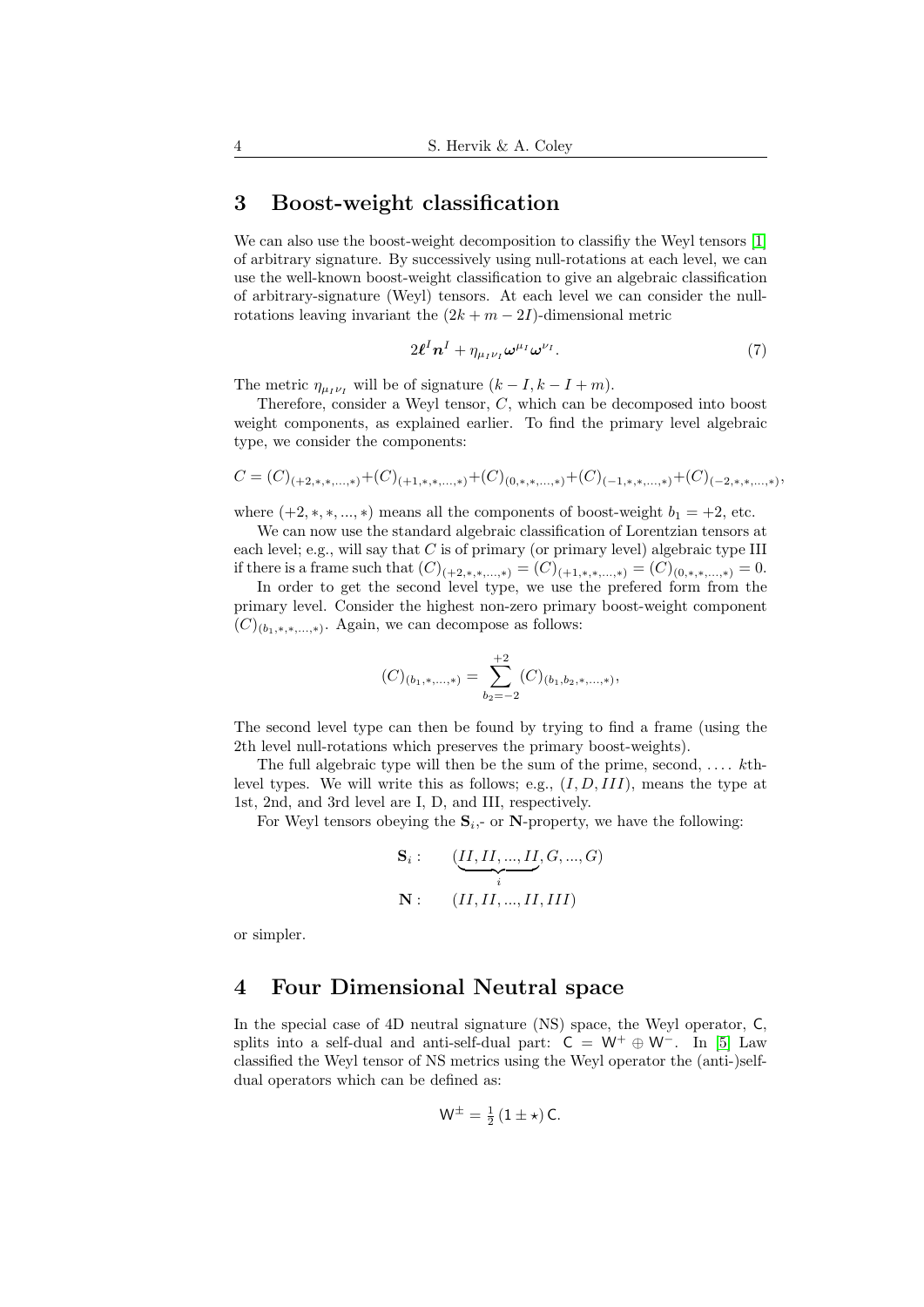## 3 Boost-weight classification

We can also use the boost-weight decomposition to classifiy the Weyl tensors [1] of arbitrary signature. By successively using null-rotations at each level, we can use the well-known boost-weight classification to give an algebraic classification of arbitrary-signature (Weyl) tensors. At each level we can consider the null-rotations leaving invariant the $(2k+m-2I)$-dimensional metric

$$2\boldsymbol{\ell}^I\boldsymbol{n}^I + \eta_{\mu_I\nu_I}\boldsymbol{\omega}^{\mu_I}\boldsymbol{\omega}^{\nu_I}. \tag{7}$$

The metric $\eta_{\mu_I\nu_I}$ will be of signature $(k-I, k-I+m)$.

Therefore, consider a Weyl tensor, $C$, which can be decomposed into boost weight components, as explained earlier. To find the primary level algebraic type, we consider the components:

$$C = (C)_{(+2,*,*,...,*)} + (C)_{(+1,*,*,...,*)} + (C)_{(0,*,*,...,*)} + (C)_{(-1,*,*,...,*)} + (C)_{(-2,*,*,...,*)},$$

where $(+2,*,*,...,*)$ means all the components of boost-weight $b_1 = +2$, etc.

We can now use the standard algebraic classification of Lorentzian tensors at each level; e.g., will say that $C$ is of primary (or primary level) algebraic type III if there is a frame such that $(C)_{(+2,*,*,...,*)} = (C)_{(+1,*,*,...,*)} = (C)_{(0,*,*,...,*)} = 0$.

In order to get the second level type, we use the prefered form from the primary level. Consider the highest non-zero primary boost-weight component $(C)_{(b_1,*,*,...,*)}$. Again, we can decompose as follows:

$$(C)_{(b_1,*,...,*)} = \sum_{b_2=-2}^{+2} (C)_{(b_1,b_2,*,...,*)},$$

The second level type can then be found by trying to find a frame (using the 2th level null-rotations which preserves the primary boost-weights).

The full algebraic type will then be the sum of the prime, second, .... $k$th-level types. We will write this as follows; e.g., $(I, D, III)$, means the type at 1st, 2nd, and 3rd level are I, D, and III, respectively.

For Weyl tensors obeying the $\mathbf{S}_i$,- or $\mathbf{N}$-property, we have the following:

$$\begin{aligned} \mathbf{S}_i: &\quad (\underbrace{II, II, ..., II}_{i}, G, ..., G) \\ \mathbf{N}: &\quad (II, II, ..., II, III) \end{aligned}$$

or simpler.

## 4 Four Dimensional Neutral space

In the special case of 4D neutral signature (NS) space, the Weyl operator, $\mathsf{C}$, splits into a self-dual and anti-self-dual part: $\mathsf{C} = \mathsf{W}^+ \oplus \mathsf{W}^-$. In [5] Law classified the Weyl tensor of NS metrics using the Weyl operator the (anti-)self-dual operators which can be defined as:

$$\mathsf{W}^{\pm} = \tfrac{1}{2}(1 \pm \star)\,\mathsf{C}.$$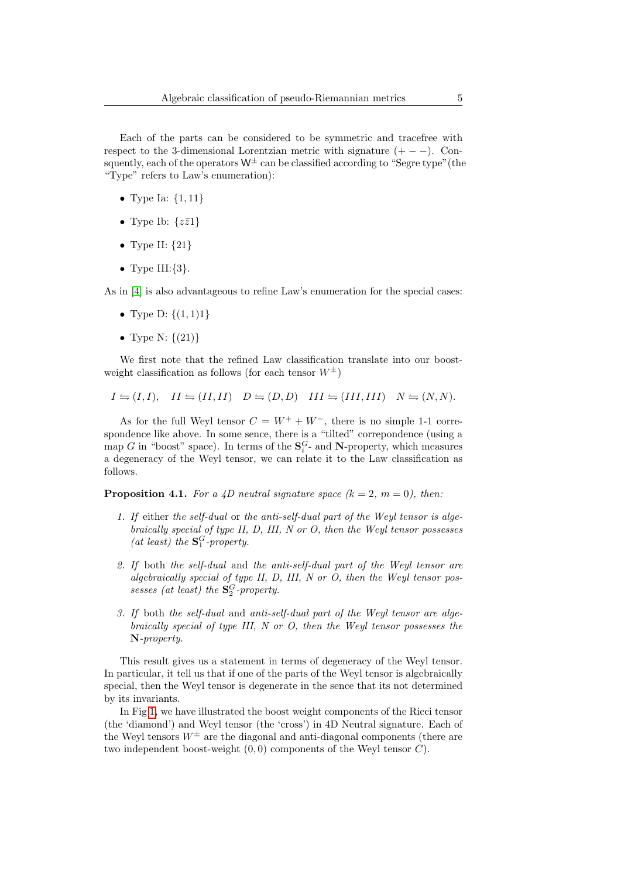Each of the parts can be considered to be symmetric and tracefree with respect to the 3-dimensional Lorentzian metric with signature $(+--)$. Consquently, each of the operators $\mathsf{W}^{\pm}$ can be classified according to "Segre type"(the "Type" refers to Law's enumeration):

- Type Ia: $\{1,11\}$
- Type Ib: $\{z\bar{z}1\}$
- Type II: $\{21\}$
- Type III:$\{3\}$.

As in [4] is also advantageous to refine Law's enumeration for the special cases:

- Type D: $\{(1,1)1\}$
- Type N: $\{(21)\}$

We first note that the refined Law classification translate into our boost-weight classification as follows (for each tensor $W^{\pm}$)

$$I \leftrightharpoons (I,I), \quad II \leftrightharpoons (II,II) \quad D \leftrightharpoons (D,D) \quad III \leftrightharpoons (III,III) \quad N \leftrightharpoons (N,N).$$

As for the full Weyl tensor $C = W^{+} + W^{-}$, there is no simple 1-1 correspondence like above. In some sence, there is a "tilted" correpondence (using a map $G$ in "boost" space). In terms of the $\mathbf{S}^{G}_{i}$- and $\mathbf{N}$-property, which measures a degeneracy of the Weyl tensor, we can relate it to the Law classification as follows.

**Proposition 4.1.** *For a 4D neutral signature space ($k=2$, $m=0$), then:*

1. *If* either *the self-dual* or *the anti-self-dual part of the Weyl tensor is algebraically special of type II, D, III, N or O, then the Weyl tensor possesses (at least) the $\mathbf{S}^{G}_{1}$-property.*
2. *If* both *the self-dual* and *the anti-self-dual part of the Weyl tensor are algebraically special of type II, D, III, N or O, then the Weyl tensor possesses (at least) the $\mathbf{S}^{G}_{2}$-property.*
3. *If* both *the self-dual* and *anti-self-dual part of the Weyl tensor are algebraically special of type III, N or O, then the Weyl tensor possesses the $\mathbf{N}$-property.*

This result gives us a statement in terms of degeneracy of the Weyl tensor. In particular, it tell us that if one of the parts of the Weyl tensor is algebraically special, then the Weyl tensor is degenerate in the sence that its not determined by its invariants.

In Fig 1, we have illustrated the boost weight components of the Ricci tensor (the 'diamond') and Weyl tensor (the 'cross') in 4D Neutral signature. Each of the Weyl tensors $W^{\pm}$ are the diagonal and anti-diagonal components (there are two independent boost-weight $(0,0)$ components of the Weyl tensor $C$).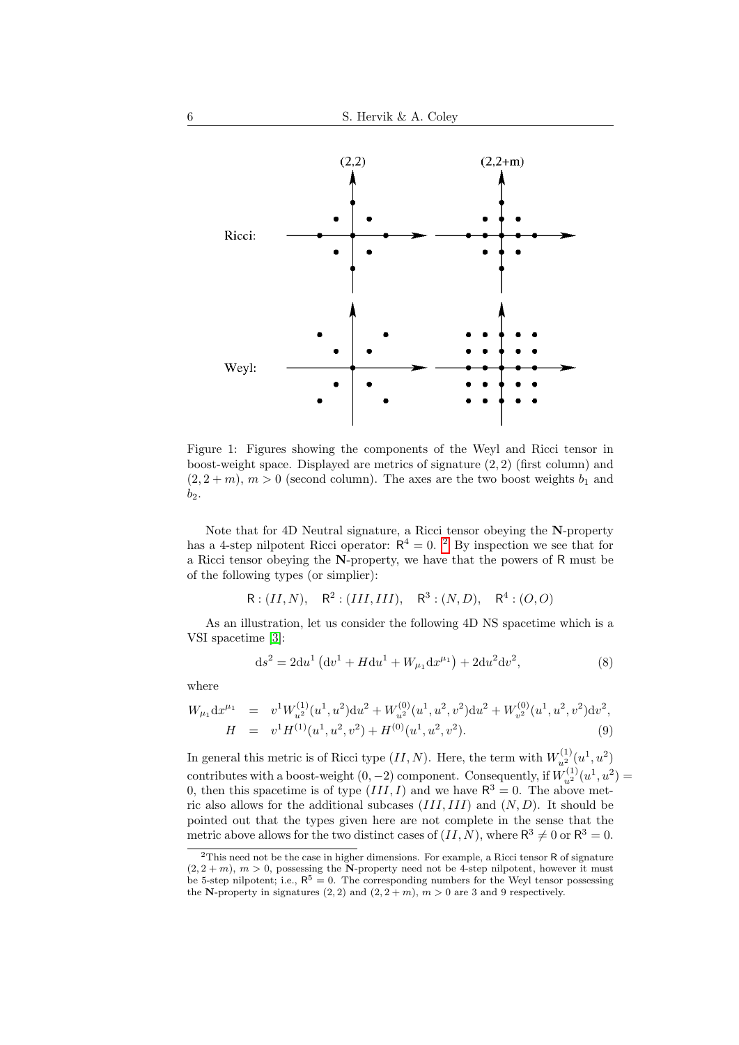Figure 1: Figures showing the components of the Weyl and Ricci tensor in boost-weight space. Displayed are metrics of signature $(2,2)$ (first column) and $(2,2+m)$, $m>0$ (second column). The axes are the two boost weights $b_1$ and $b_2$.

Note that for 4D Neutral signature, a Ricci tensor obeying the **N**-property has a 4-step nilpotent Ricci operator: $\mathsf{R}^4 = 0$. [2] By inspection we see that for a Ricci tensor obeying the **N**-property, we have that the powers of $\mathsf{R}$ must be of the following types (or simplier):

$$\mathsf{R} : (II, N), \quad \mathsf{R}^2 : (III, III), \quad \mathsf{R}^3 : (N, D), \quad \mathsf{R}^4 : (O, O)$$

As an illustration, let us consider the following 4D NS spacetime which is a VSI spacetime [3]:

$$\mathrm{d}s^2 = 2\mathrm{d}u^1\left(\mathrm{d}v^1 + H\mathrm{d}u^1 + W_{\mu_1}\mathrm{d}x^{\mu_1}\right) + 2\mathrm{d}u^2\mathrm{d}v^2, \tag{8}$$

where

$$\begin{aligned} W_{\mu_1}\mathrm{d}x^{\mu_1} &= v^1 W^{(1)}_{u^2}(u^1,u^2)\mathrm{d}u^2 + W^{(0)}_{u^2}(u^1,u^2,v^2)\mathrm{d}u^2 + W^{(0)}_{v^2}(u^1,u^2,v^2)\mathrm{d}v^2, \\ H &= v^1 H^{(1)}(u^1,u^2,v^2) + H^{(0)}(u^1,u^2,v^2). \end{aligned} \tag{9}$$

In general this metric is of Ricci type $(II, N)$. Here, the term with $W^{(1)}_{u^2}(u^1,u^2)$ contributes with a boost-weight $(0,-2)$ component. Consequently, if $W^{(1)}_{u^2}(u^1,u^2) = 0$, then this spacetime is of type $(III, I)$ and we have $\mathsf{R}^3 = 0$. The above metric also allows for the additional subcases $(III, III)$ and $(N, D)$. It should be pointed out that the types given here are not complete in the sense that the metric above allows for the two distinct cases of $(II, N)$, where $\mathsf{R}^3 \neq 0$ or $\mathsf{R}^3 = 0$.

[2] This need not be the case in higher dimensions. For example, a Ricci tensor $\mathsf{R}$ of signature $(2,2+m)$, $m>0$, possessing the **N**-property need not be 4-step nilpotent, however it must be 5-step nilpotent; i.e., $\mathsf{R}^5 = 0$. The corresponding numbers for the Weyl tensor possessing the **N**-property in signatures $(2,2)$ and $(2,2+m)$, $m>0$ are 3 and 9 respectively.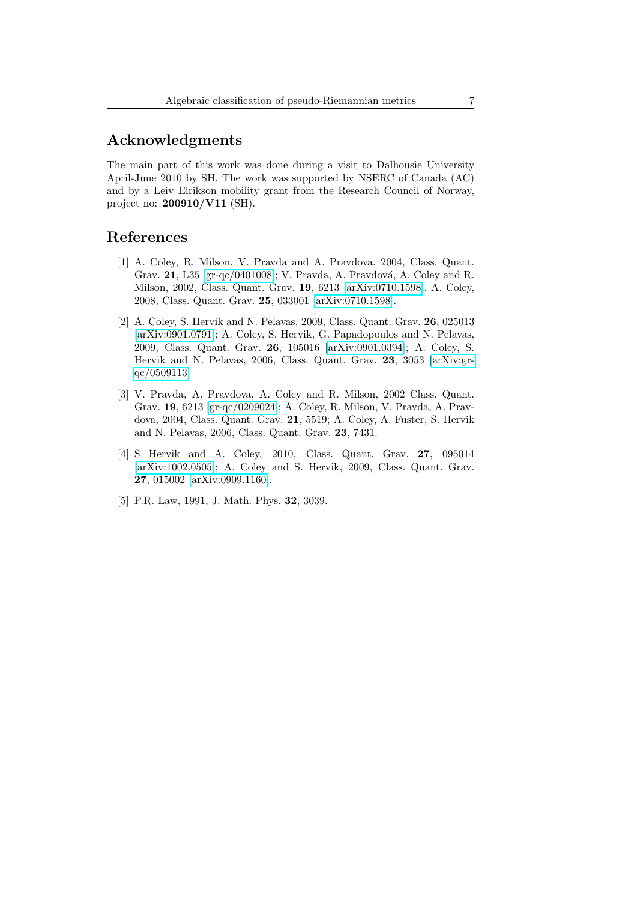## Acknowledgments

The main part of this work was done during a visit to Dalhousie University April-June 2010 by SH. The work was supported by NSERC of Canada (AC) and by a Leiv Eirikson mobility grant from the Research Council of Norway, project no: **200910/V11** (SH).

## References

[1] A. Coley, R. Milson, V. Pravda and A. Pravdova, 2004, Class. Quant. Grav. **21**, L35 [gr-qc/0401008]; V. Pravda, A. Pravdová, A. Coley and R. Milson, 2002, Class. Quant. Grav. **19**, 6213 [arXiv:0710.1598]. A. Coley, 2008, Class. Quant. Grav. **25**, 033001 [arXiv:0710.1598].

[2] A. Coley, S. Hervik and N. Pelavas, 2009, Class. Quant. Grav. **26**, 025013 [arXiv:0901.0791]; A. Coley, S. Hervik, G. Papadopoulos and N. Pelavas, 2009, Class. Quant. Grav. **26**, 105016 [arXiv:0901.0394]; A. Coley, S. Hervik and N. Pelavas, 2006, Class. Quant. Grav. **23**, 3053 [arXiv:gr-qc/0509113]

[3] V. Pravda, A. Pravdova, A. Coley and R. Milson, 2002 Class. Quant. Grav. **19**, 6213 [gr-qc/0209024]; A. Coley, R. Milson, V. Pravda, A. Pravdova, 2004, Class. Quant. Grav. **21**, 5519; A. Coley, A. Fuster, S. Hervik and N. Pelavas, 2006, Class. Quant. Grav. **23**, 7431.

[4] S Hervik and A. Coley, 2010, Class. Quant. Grav. **27**, 095014 [arXiv:1002.0505]; A. Coley and S. Hervik, 2009, Class. Quant. Grav. **27**, 015002 [arXiv:0909.1160].

[5] P.R. Law, 1991, J. Math. Phys. **32**, 3039.